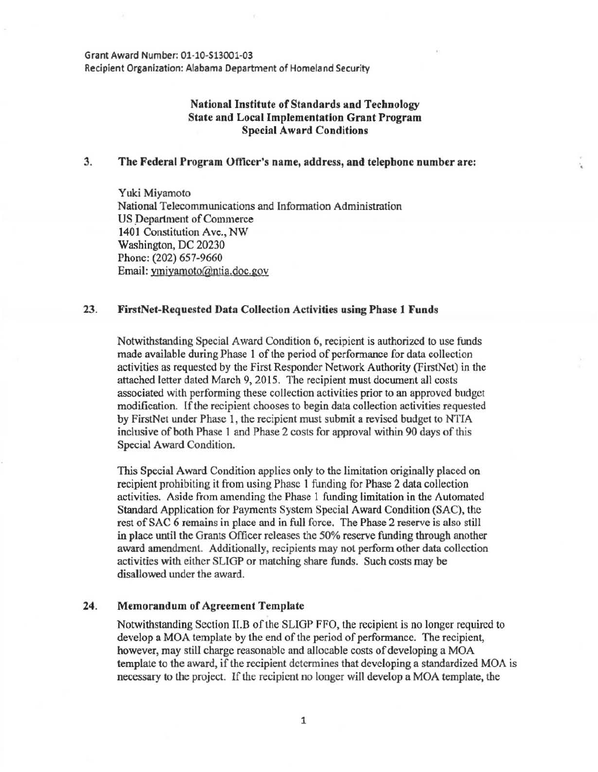Grant Award Number: 01-10-S13001-03
Recipient Organization: Alabama Department of Homeland Security

**National Institute of Standards and Technology**
**State and Local Implementation Grant Program**
**Special Award Conditions**

**3. The Federal Program Officer's name, address, and telephone number are:**

Yuki Miyamoto
National Telecommunications and Information Administration
US Department of Commerce
1401 Constitution Ave., NW
Washington, DC 20230
Phone: (202) 657-9660
Email: ymiyamoto@ntia.doc.gov

**23. FirstNet-Requested Data Collection Activities using Phase 1 Funds**

Notwithstanding Special Award Condition 6, recipient is authorized to use funds made available during Phase 1 of the period of performance for data collection activities as requested by the First Responder Network Authority (FirstNet) in the attached letter dated March 9, 2015. The recipient must document all costs associated with performing these collection activities prior to an approved budget modification. If the recipient chooses to begin data collection activities requested by FirstNet under Phase 1, the recipient must submit a revised budget to NTIA inclusive of both Phase 1 and Phase 2 costs for approval within 90 days of this Special Award Condition.

This Special Award Condition applies only to the limitation originally placed on recipient prohibiting it from using Phase 1 funding for Phase 2 data collection activities. Aside from amending the Phase 1 funding limitation in the Automated Standard Application for Payments System Special Award Condition (SAC), the rest of SAC 6 remains in place and in full force. The Phase 2 reserve is also still in place until the Grants Officer releases the 50% reserve funding through another award amendment. Additionally, recipients may not perform other data collection activities with either SLIGP or matching share funds. Such costs may be disallowed under the award.

**24. Memorandum of Agreement Template**

Notwithstanding Section II.B of the SLIGP FFO, the recipient is no longer required to develop a MOA template by the end of the period of performance. The recipient, however, may still charge reasonable and allocable costs of developing a MOA template to the award, if the recipient determines that developing a standardized MOA is necessary to the project. If the recipient no longer will develop a MOA template, the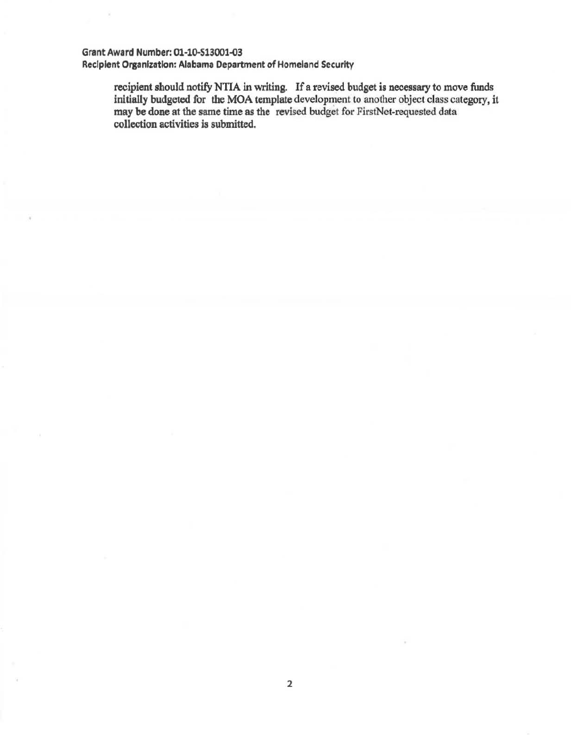recipient should notify NTIA in writing. If a revised budget is necessary to move funds initially budgeted for the MOA template development to another object class category, it may be done at the same time as the revised budget for FirstNet-requested data collection activities is submitted.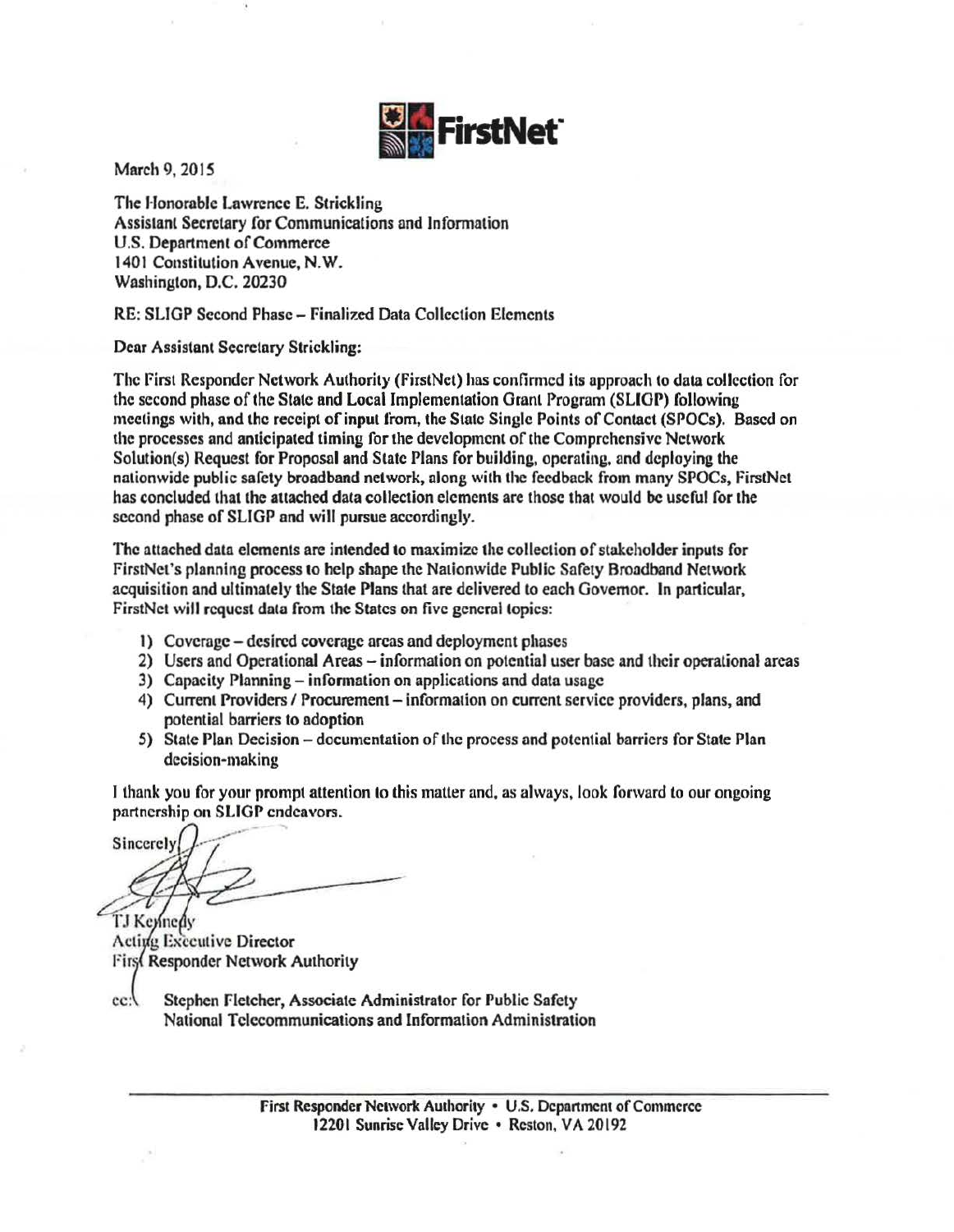FirstNet

March 9, 2015

The Honorable Lawrence E. Strickling
Assistant Secretary for Communications and Information
U.S. Department of Commerce
1401 Constitution Avenue, N.W.
Washington, D.C. 20230

RE: SLIGP Second Phase – Finalized Data Collection Elements

Dear Assistant Secretary Strickling:

The First Responder Network Authority (FirstNet) has confirmed its approach to data collection for the second phase of the State and Local Implementation Grant Program (SLIGP) following meetings with, and the receipt of input from, the State Single Points of Contact (SPOCs). Based on the processes and anticipated timing for the development of the Comprehensive Network Solution(s) Request for Proposal and State Plans for building, operating, and deploying the nationwide public safety broadband network, along with the feedback from many SPOCs, FirstNet has concluded that the attached data collection elements are those that would be useful for the second phase of SLIGP and will pursue accordingly.

The attached data elements are intended to maximize the collection of stakeholder inputs for FirstNet's planning process to help shape the Nationwide Public Safety Broadband Network acquisition and ultimately the State Plans that are delivered to each Governor. In particular, FirstNet will request data from the States on five general topics:

1) Coverage – desired coverage areas and deployment phases
2) Users and Operational Areas – information on potential user base and their operational areas
3) Capacity Planning – information on applications and data usage
4) Current Providers / Procurement – information on current service providers, plans, and potential barriers to adoption
5) State Plan Decision – documentation of the process and potential barriers for State Plan decision-making

I thank you for your prompt attention to this matter and, as always, look forward to our ongoing partnership on SLIGP endeavors.

Sincerely,

TJ Kennedy
Acting Executive Director
First Responder Network Authority

cc: Stephen Fletcher, Associate Administrator for Public Safety
National Telecommunications and Information Administration

First Responder Network Authority • U.S. Department of Commerce
12201 Sunrise Valley Drive • Reston, VA 20192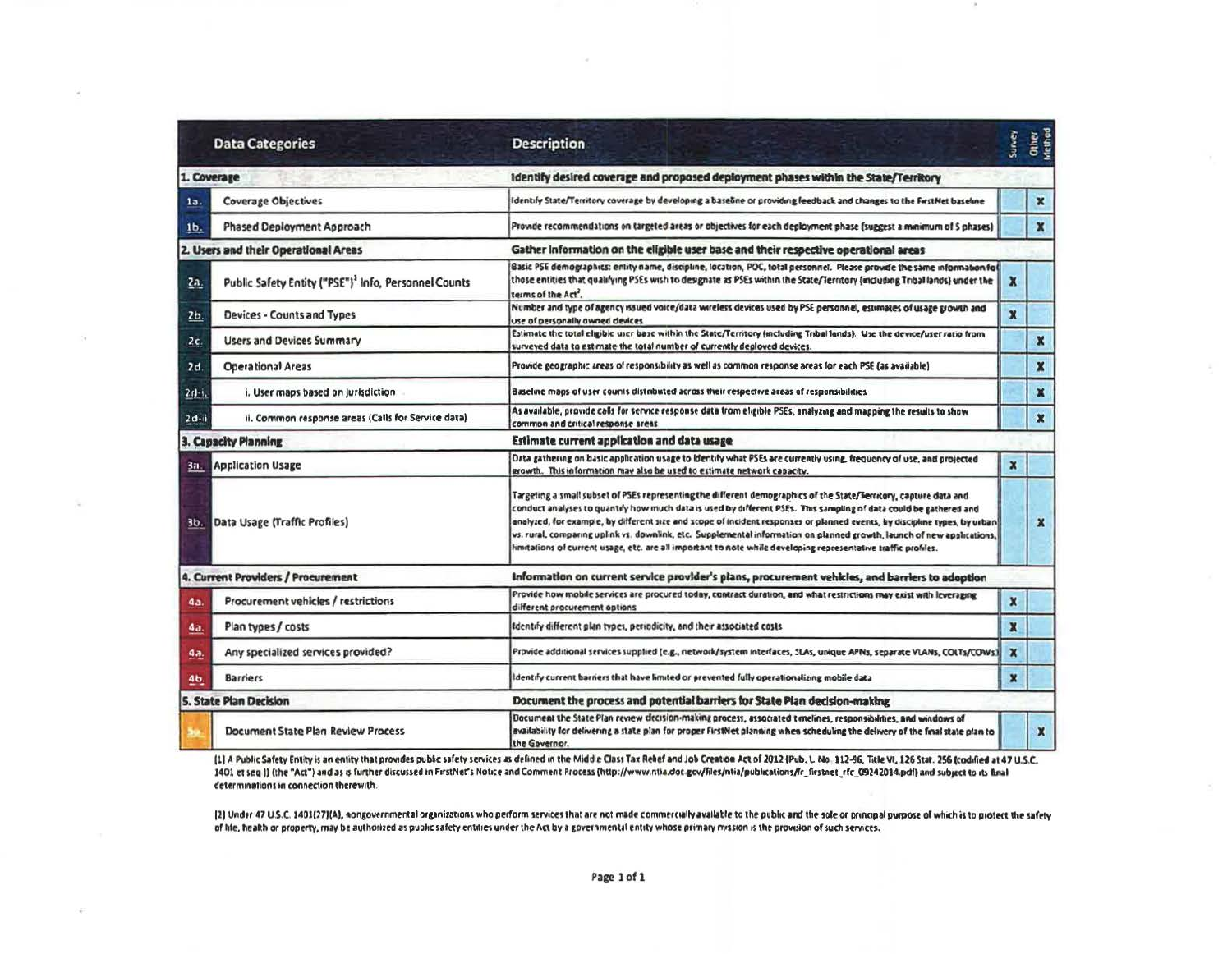| | Data Categories | Description | Survey | Other Method |
|---|---|---|---|---|
| **1. Coverage** | | **Identify desired coverage and proposed deployment phases within the State/Territory** | | |
| 1a. | Coverage Objectives | Identify State/Territory coverage by developing a baseline or providing feedback and changes to the FirstNet baseline | | X |
| 1b. | Phased Deployment Approach | Provide recommendations on targeted areas or objectives for each deployment phase (suggest a minimum of 5 phases) | | X |
| **2. Users and their Operational Areas** | | **Gather information on the eligible user base and their respective operational areas** | | |
| 2a. | Public Safety Entity ("PSE")[1] Info, Personnel Counts | Basic PSE demographics: entity name, discipline, location, POC, total personnel. Please provide the same information for those entities that qualifying PSEs wish to designate as PSEs within the State/Territory (including Tribal lands) under the terms of the Act[2]. | X | |
| 2b. | Devices - Counts and Types | Number and type of agency issued voice/data wireless devices used by PSE personnel, estimates of usage growth and use of personally owned devices | X | |
| 2c. | Users and Devices Summary | Estimate the total eligible user base within the State/Territory (including Tribal lands). Use the device/user ratio from surveyed data to estimate the total number of currently deployed devices. | | X |
| 2d. | Operational Areas | Provide geographic areas of responsibility as well as common response areas for each PSE (as available) | | X |
| 2d-i. | i. User maps based on jurisdiction | Baseline maps of user counts distributed across their respective areas of responsibilities | | X |
| 2d-ii. | ii. Common response areas (Calls for Service data) | As available, provide calls for service response data from eligible PSEs, analyzing and mapping the results to show common and critical response areas | | X |
| **3. Capacity Planning** | | **Estimate current application and data usage** | | |
| 3a. | Application Usage | Data gathering on basic application usage to identify what PSEs are currently using, frequency of use, and projected growth. This information may also be used to estimate network capacity. | X | |
| 3b. | Data Usage (Traffic Profiles) | Targeting a small subset of PSEs representing the different demographics of the State/Territory, capture data and conduct analyses to quantify how much data is used by different PSEs. This sampling of data could be gathered and analyzed, for example, by different size and scope of incident responses or planned events, by discipline types, by urban vs. rural, comparing uplink vs. downlink, etc. Supplemental information on planned growth, launch of new applications, limitations of current usage, etc. are all important to note while developing representative traffic profiles. | | X |
| **4. Current Providers / Procurement** | | **Information on current service provider's plans, procurement vehicles, and barriers to adoption** | | |
| 4a. | Procurement vehicles / restrictions | Provide how mobile services are procured today, contract duration, and what restrictions may exist with leveraging different procurement options | X | |
| 4a. | Plan types / costs | Identify different plan types, periodicity, and their associated costs | X | |
| 4a. | Any specialized services provided? | Provide additional services supplied (e.g., network/system interfaces, SLAs, unique APNs, separate VLANs, COLTs/COWs) | X | |
| 4b. | Barriers | Identify current barriers that have limited or prevented fully operationalizing mobile data | X | |
| **5. State Plan Decision** | | **Document the process and potential barriers for State Plan decision-making** | | |
| 5a. | Document State Plan Review Process | Document the State Plan review decision-making process, associated timelines, responsibilities, and windows of availability for delivering a state plan for proper FirstNet planning when scheduling the delivery of the final state plan to the Governor. | | X |

[1] A Public Safety Entity is an entity that provides public safety services as defined in the Middle Class Tax Relief and Job Creation Act of 2012 (Pub. L. No. 112-96, Title VI, 126 Stat. 256 (codified at 47 U.S.C. 1401 et seq.)) (the "Act") and as is further discussed in FirstNet's Notice and Comment Process (http://www.ntia.doc.gov/files/ntia/publications/fr_firstnet_rfc_09242014.pdf) and subject to its final determinations in connection therewith.

[2] Under 47 U.S.C. 1401(27)(A), nongovernmental organizations who perform services that are not made commercially available to the public and the sole or principal purpose of which is to protect the safety of life, health or property, may be authorized as public safety entities under the Act by a governmental entity whose primary mission is the provision of such services.